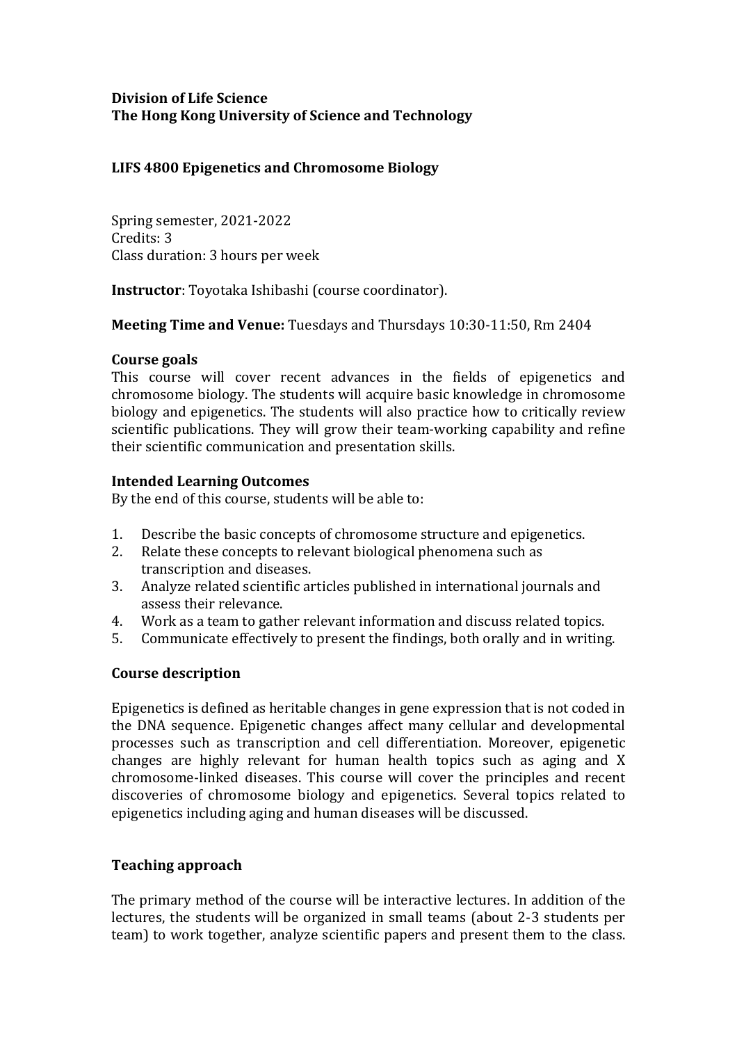**Division of Life Science**
**The Hong Kong University of Science and Technology**

**LIFS 4800 Epigenetics and Chromosome Biology**

Spring semester, 2021-2022
Credits: 3
Class duration: 3 hours per week

**Instructor**: Toyotaka Ishibashi (course coordinator).

**Meeting Time and Venue:** Tuesdays and Thursdays 10:30-11:50, Rm 2404

### Course goals

This course will cover recent advances in the fields of epigenetics and chromosome biology. The students will acquire basic knowledge in chromosome biology and epigenetics. The students will also practice how to critically review scientific publications. They will grow their team-working capability and refine their scientific communication and presentation skills.

### Intended Learning Outcomes

By the end of this course, students will be able to:

1. Describe the basic concepts of chromosome structure and epigenetics.
2. Relate these concepts to relevant biological phenomena such as transcription and diseases.
3. Analyze related scientific articles published in international journals and assess their relevance.
4. Work as a team to gather relevant information and discuss related topics.
5. Communicate effectively to present the findings, both orally and in writing.

### Course description

Epigenetics is defined as heritable changes in gene expression that is not coded in the DNA sequence. Epigenetic changes affect many cellular and developmental processes such as transcription and cell differentiation. Moreover, epigenetic changes are highly relevant for human health topics such as aging and X chromosome-linked diseases. This course will cover the principles and recent discoveries of chromosome biology and epigenetics. Several topics related to epigenetics including aging and human diseases will be discussed.

### Teaching approach

The primary method of the course will be interactive lectures. In addition of the lectures, the students will be organized in small teams (about 2-3 students per team) to work together, analyze scientific papers and present them to the class.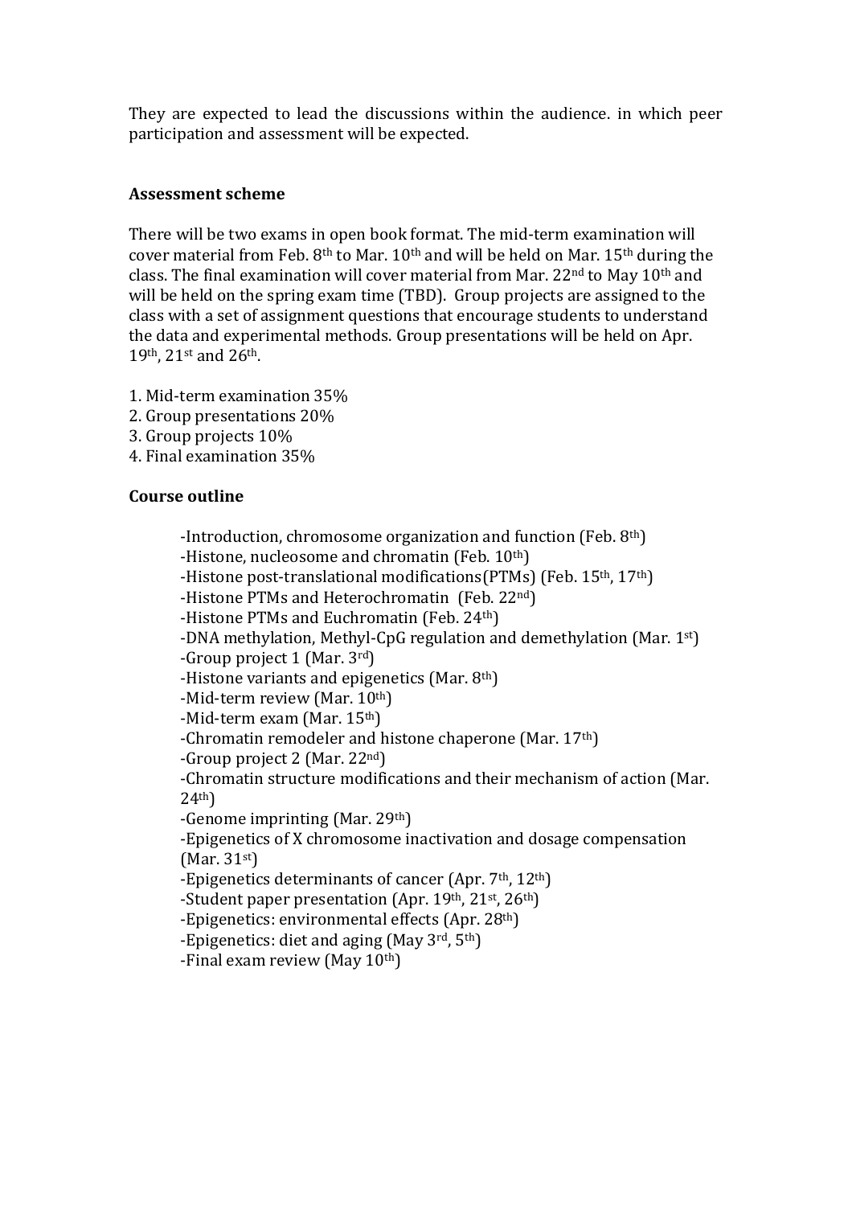They are expected to lead the discussions within the audience. in which peer participation and assessment will be expected.

**Assessment scheme**

There will be two exams in open book format. The mid-term examination will cover material from Feb. 8th to Mar. 10th and will be held on Mar. 15th during the class. The final examination will cover material from Mar. 22nd to May 10th and will be held on the spring exam time (TBD). Group projects are assigned to the class with a set of assignment questions that encourage students to understand the data and experimental methods. Group presentations will be held on Apr. 19th, 21st and 26th.

1. Mid-term examination 35%
2. Group presentations 20%
3. Group projects 10%
4. Final examination 35%

**Course outline**

- -Introduction, chromosome organization and function (Feb. 8th)
- -Histone, nucleosome and chromatin (Feb. 10th)
- -Histone post-translational modifications(PTMs) (Feb. 15th, 17th)
- -Histone PTMs and Heterochromatin (Feb. 22nd)
- -Histone PTMs and Euchromatin (Feb. 24th)
- -DNA methylation, Methyl-CpG regulation and demethylation (Mar. 1st)
- -Group project 1 (Mar. 3rd)
- -Histone variants and epigenetics (Mar. 8th)
- -Mid-term review (Mar. 10th)
- -Mid-term exam (Mar. 15th)
- -Chromatin remodeler and histone chaperone (Mar. 17th)
- -Group project 2 (Mar. 22nd)
- -Chromatin structure modifications and their mechanism of action (Mar. 24th)
- -Genome imprinting (Mar. 29th)
- -Epigenetics of X chromosome inactivation and dosage compensation (Mar. 31st)
- -Epigenetics determinants of cancer (Apr. 7th, 12th)
- -Student paper presentation (Apr. 19th, 21st, 26th)
- -Epigenetics: environmental effects (Apr. 28th)
- -Epigenetics: diet and aging (May 3rd, 5th)
- -Final exam review (May 10th)